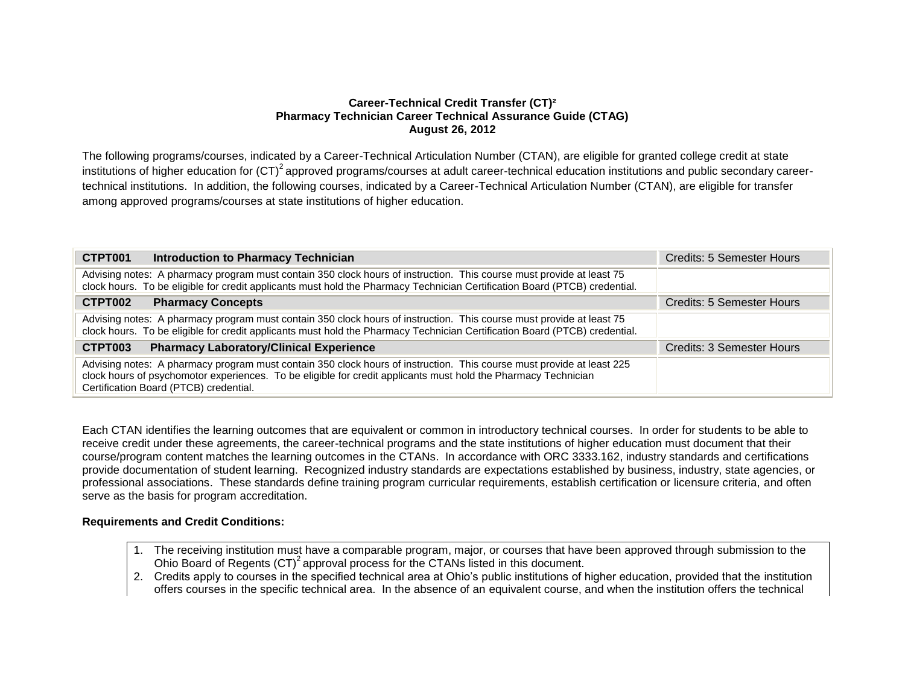**Career-Technical Credit Transfer (CT)²**
**Pharmacy Technician Career Technical Assurance Guide (CTAG)**
**August 26, 2012**

The following programs/courses, indicated by a Career-Technical Articulation Number (CTAN), are eligible for granted college credit at state institutions of higher education for (CT)² approved programs/courses at adult career-technical education institutions and public secondary career-technical institutions. In addition, the following courses, indicated by a Career-Technical Articulation Number (CTAN), are eligible for transfer among approved programs/courses at state institutions of higher education.

| **CTPT001 Introduction to Pharmacy Technician** | Credits: 5 Semester Hours |
|---|---|
| Advising notes: A pharmacy program must contain 350 clock hours of instruction. This course must provide at least 75 clock hours. To be eligible for credit applicants must hold the Pharmacy Technician Certification Board (PTCB) credential. | |
| **CTPT002 Pharmacy Concepts** | Credits: 5 Semester Hours |
| Advising notes: A pharmacy program must contain 350 clock hours of instruction. This course must provide at least 75 clock hours. To be eligible for credit applicants must hold the Pharmacy Technician Certification Board (PTCB) credential. | |
| **CTPT003 Pharmacy Laboratory/Clinical Experience** | Credits: 3 Semester Hours |
| Advising notes: A pharmacy program must contain 350 clock hours of instruction. This course must provide at least 225 clock hours of psychomotor experiences. To be eligible for credit applicants must hold the Pharmacy Technician Certification Board (PTCB) credential. | |

Each CTAN identifies the learning outcomes that are equivalent or common in introductory technical courses. In order for students to be able to receive credit under these agreements, the career-technical programs and the state institutions of higher education must document that their course/program content matches the learning outcomes in the CTANs. In accordance with ORC 3333.162, industry standards and certifications provide documentation of student learning. Recognized industry standards are expectations established by business, industry, state agencies, or professional associations. These standards define training program curricular requirements, establish certification or licensure criteria, and often serve as the basis for program accreditation.

**Requirements and Credit Conditions:**

1. The receiving institution must have a comparable program, major, or courses that have been approved through submission to the Ohio Board of Regents (CT)² approval process for the CTANs listed in this document.
2. Credits apply to courses in the specified technical area at Ohio's public institutions of higher education, provided that the institution offers courses in the specific technical area. In the absence of an equivalent course, and when the institution offers the technical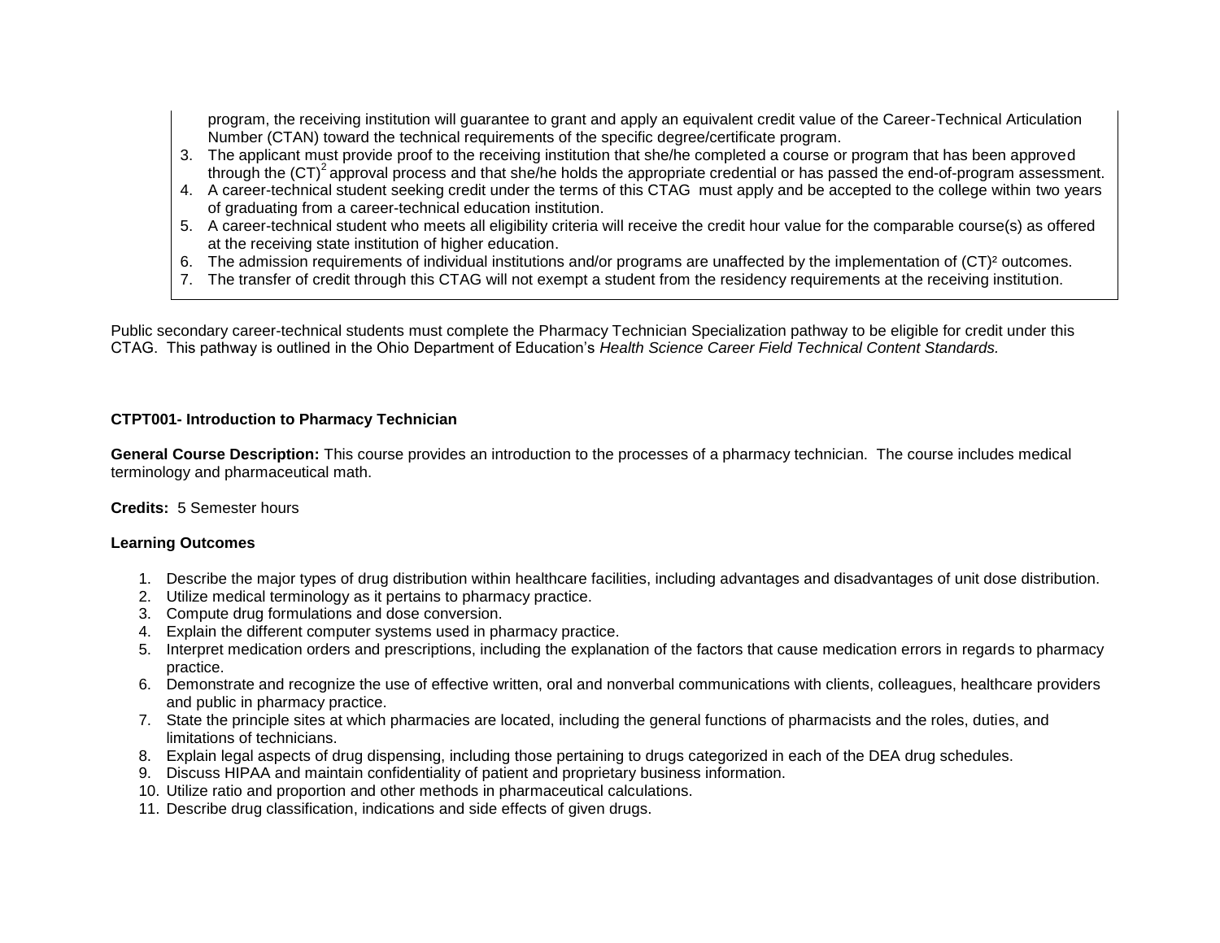program, the receiving institution will guarantee to grant and apply an equivalent credit value of the Career-Technical Articulation Number (CTAN) toward the technical requirements of the specific degree/certificate program.

3. The applicant must provide proof to the receiving institution that she/he completed a course or program that has been approved through the $(CT)^2$ approval process and that she/he holds the appropriate credential or has passed the end-of-program assessment.
4. A career-technical student seeking credit under the terms of this CTAG must apply and be accepted to the college within two years of graduating from a career-technical education institution.
5. A career-technical student who meets all eligibility criteria will receive the credit hour value for the comparable course(s) as offered at the receiving state institution of higher education.
6. The admission requirements of individual institutions and/or programs are unaffected by the implementation of $(CT)^2$ outcomes.
7. The transfer of credit through this CTAG will not exempt a student from the residency requirements at the receiving institution.

Public secondary career-technical students must complete the Pharmacy Technician Specialization pathway to be eligible for credit under this CTAG. This pathway is outlined in the Ohio Department of Education's *Health Science Career Field Technical Content Standards.*

**CTPT001- Introduction to Pharmacy Technician**

**General Course Description:** This course provides an introduction to the processes of a pharmacy technician. The course includes medical terminology and pharmaceutical math.

**Credits:** 5 Semester hours

**Learning Outcomes**

1. Describe the major types of drug distribution within healthcare facilities, including advantages and disadvantages of unit dose distribution.
2. Utilize medical terminology as it pertains to pharmacy practice.
3. Compute drug formulations and dose conversion.
4. Explain the different computer systems used in pharmacy practice.
5. Interpret medication orders and prescriptions, including the explanation of the factors that cause medication errors in regards to pharmacy practice.
6. Demonstrate and recognize the use of effective written, oral and nonverbal communications with clients, colleagues, healthcare providers and public in pharmacy practice.
7. State the principle sites at which pharmacies are located, including the general functions of pharmacists and the roles, duties, and limitations of technicians.
8. Explain legal aspects of drug dispensing, including those pertaining to drugs categorized in each of the DEA drug schedules.
9. Discuss HIPAA and maintain confidentiality of patient and proprietary business information.
10. Utilize ratio and proportion and other methods in pharmaceutical calculations.
11. Describe drug classification, indications and side effects of given drugs.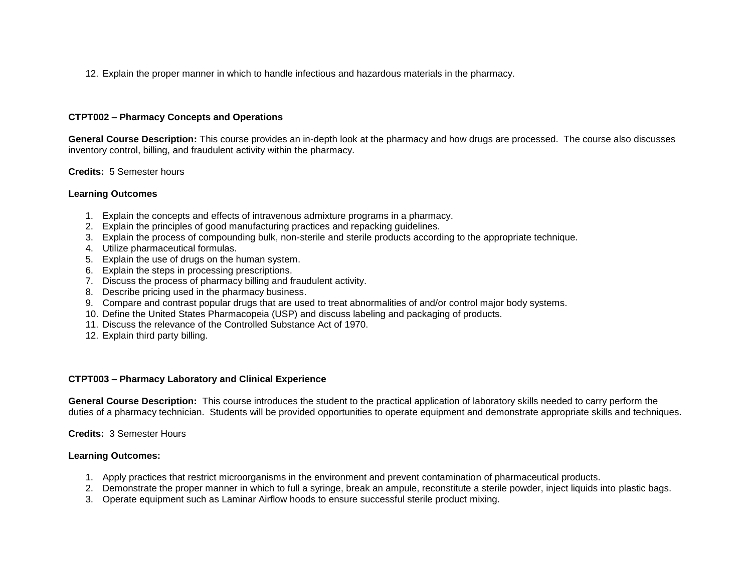12. Explain the proper manner in which to handle infectious and hazardous materials in the pharmacy.

**CTPT002 – Pharmacy Concepts and Operations**

**General Course Description:** This course provides an in-depth look at the pharmacy and how drugs are processed. The course also discusses inventory control, billing, and fraudulent activity within the pharmacy.

**Credits:** 5 Semester hours

**Learning Outcomes**

1. Explain the concepts and effects of intravenous admixture programs in a pharmacy.
2. Explain the principles of good manufacturing practices and repacking guidelines.
3. Explain the process of compounding bulk, non-sterile and sterile products according to the appropriate technique.
4. Utilize pharmaceutical formulas.
5. Explain the use of drugs on the human system.
6. Explain the steps in processing prescriptions.
7. Discuss the process of pharmacy billing and fraudulent activity.
8. Describe pricing used in the pharmacy business.
9. Compare and contrast popular drugs that are used to treat abnormalities of and/or control major body systems.
10. Define the United States Pharmacopeia (USP) and discuss labeling and packaging of products.
11. Discuss the relevance of the Controlled Substance Act of 1970.
12. Explain third party billing.

**CTPT003 – Pharmacy Laboratory and Clinical Experience**

**General Course Description:** This course introduces the student to the practical application of laboratory skills needed to carry perform the duties of a pharmacy technician. Students will be provided opportunities to operate equipment and demonstrate appropriate skills and techniques.

**Credits:** 3 Semester Hours

**Learning Outcomes:**

1. Apply practices that restrict microorganisms in the environment and prevent contamination of pharmaceutical products.
2. Demonstrate the proper manner in which to full a syringe, break an ampule, reconstitute a sterile powder, inject liquids into plastic bags.
3. Operate equipment such as Laminar Airflow hoods to ensure successful sterile product mixing.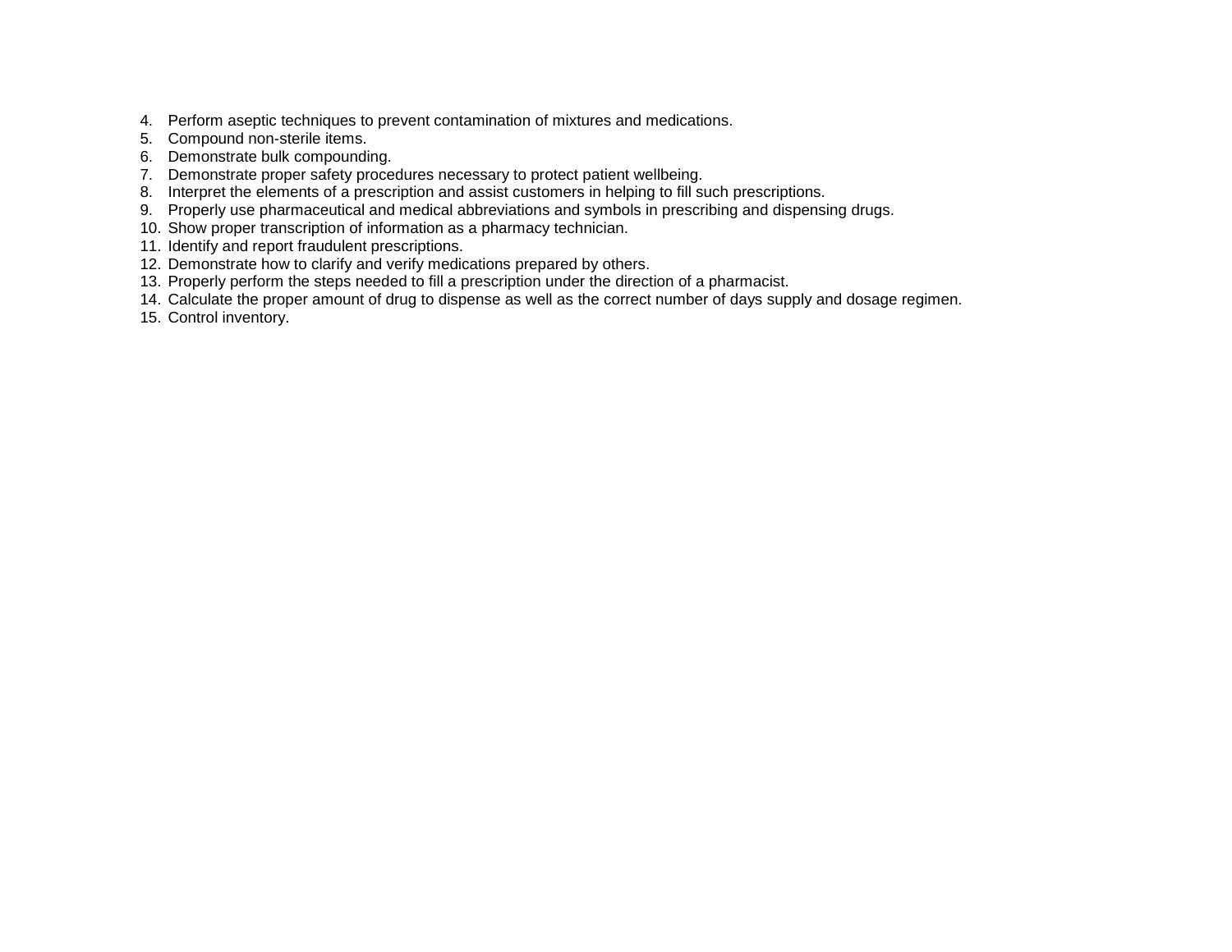4. Perform aseptic techniques to prevent contamination of mixtures and medications.
5. Compound non-sterile items.
6. Demonstrate bulk compounding.
7. Demonstrate proper safety procedures necessary to protect patient wellbeing.
8. Interpret the elements of a prescription and assist customers in helping to fill such prescriptions.
9. Properly use pharmaceutical and medical abbreviations and symbols in prescribing and dispensing drugs.
10. Show proper transcription of information as a pharmacy technician.
11. Identify and report fraudulent prescriptions.
12. Demonstrate how to clarify and verify medications prepared by others.
13. Properly perform the steps needed to fill a prescription under the direction of a pharmacist.
14. Calculate the proper amount of drug to dispense as well as the correct number of days supply and dosage regimen.
15. Control inventory.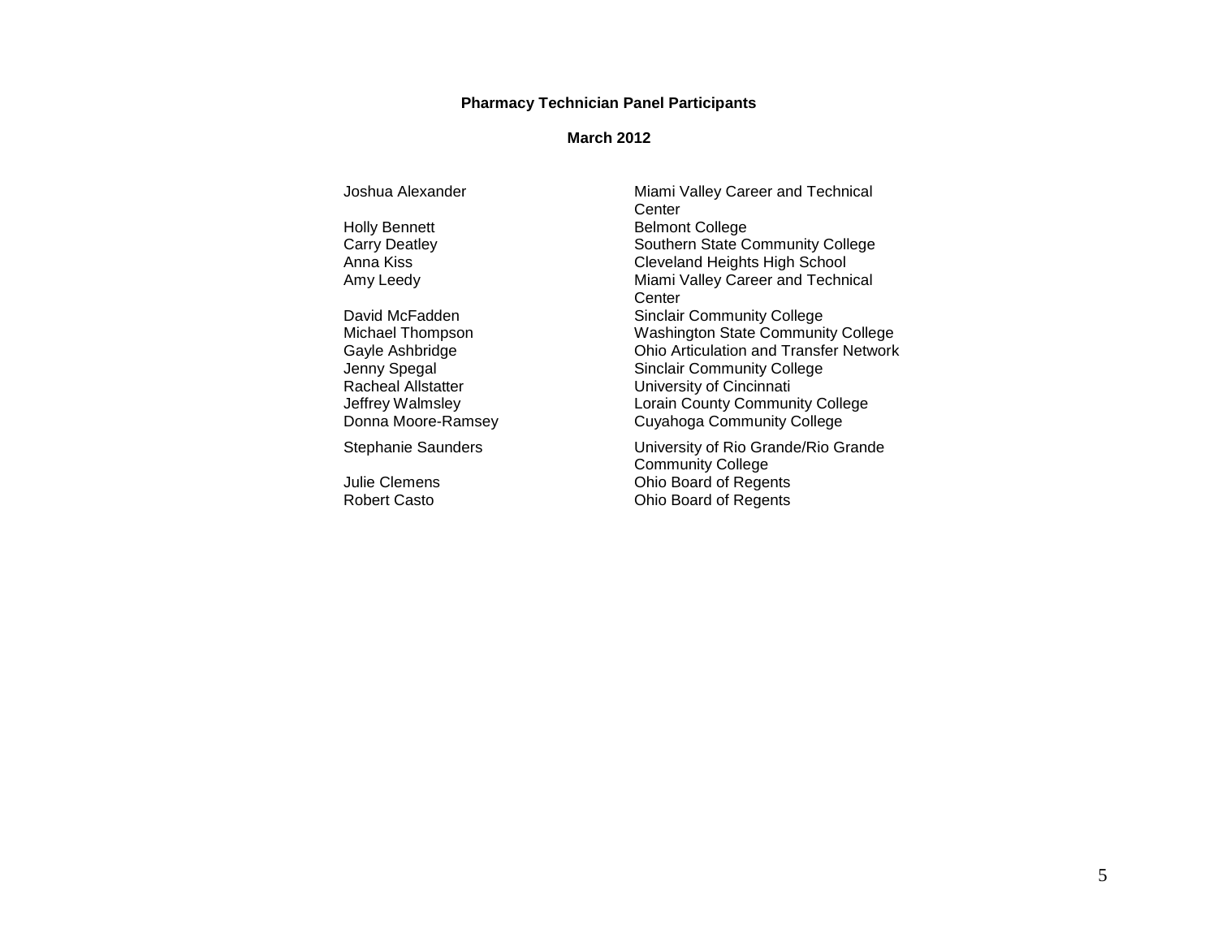**Pharmacy Technician Panel Participants**

**March 2012**

| | |
|---|---|
| Joshua Alexander | Miami Valley Career and Technical Center |
| Holly Bennett | Belmont College |
| Carry Deatley | Southern State Community College |
| Anna Kiss | Cleveland Heights High School |
| Amy Leedy | Miami Valley Career and Technical Center |
| David McFadden | Sinclair Community College |
| Michael Thompson | Washington State Community College |
| Gayle Ashbridge | Ohio Articulation and Transfer Network |
| Jenny Spegal | Sinclair Community College |
| Racheal Allstatter | University of Cincinnati |
| Jeffrey Walmsley | Lorain County Community College |
| Donna Moore-Ramsey | Cuyahoga Community College |
| Stephanie Saunders | University of Rio Grande/Rio Grande Community College |
| Julie Clemens | Ohio Board of Regents |
| Robert Casto | Ohio Board of Regents |